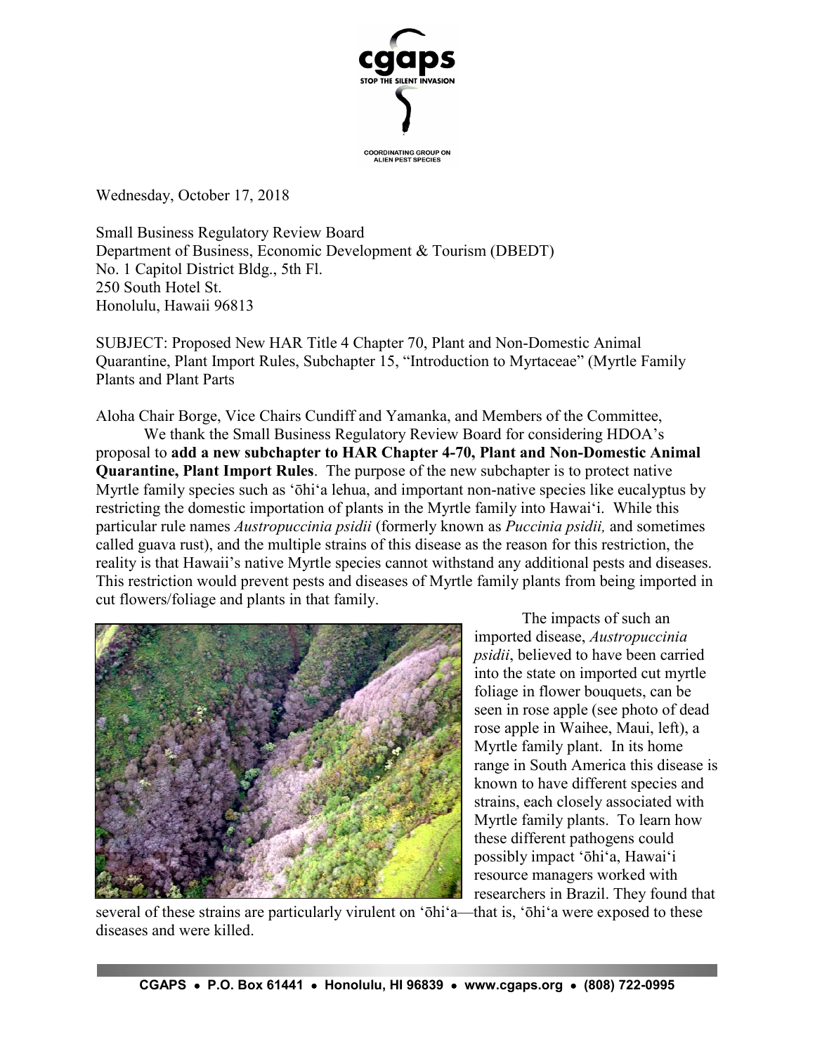Wednesday, October 17, 2018

Small Business Regulatory Review Board
Department of Business, Economic Development & Tourism (DBEDT)
No. 1 Capitol District Bldg., 5th Fl.
250 South Hotel St.
Honolulu, Hawaii 96813

SUBJECT: Proposed New HAR Title 4 Chapter 70, Plant and Non-Domestic Animal Quarantine, Plant Import Rules, Subchapter 15, "Introduction to Myrtaceae" (Myrtle Family Plants and Plant Parts

Aloha Chair Borge, Vice Chairs Cundiff and Yamanka, and Members of the Committee,

We thank the Small Business Regulatory Review Board for considering HDOA's proposal to **add a new subchapter to HAR Chapter 4-70, Plant and Non-Domestic Animal Quarantine, Plant Import Rules**. The purpose of the new subchapter is to protect native Myrtle family species such as ʻōhiʻa lehua, and important non-native species like eucalyptus by restricting the domestic importation of plants in the Myrtle family into Hawaiʻi. While this particular rule names *Austropuccinia psidii* (formerly known as *Puccinia psidii,* and sometimes called guava rust), and the multiple strains of this disease as the reason for this restriction, the reality is that Hawaii's native Myrtle species cannot withstand any additional pests and diseases. This restriction would prevent pests and diseases of Myrtle family plants from being imported in cut flowers/foliage and plants in that family.

The impacts of such an imported disease, *Austropuccinia psidii*, believed to have been carried into the state on imported cut myrtle foliage in flower bouquets, can be seen in rose apple (see photo of dead rose apple in Waihee, Maui, left), a Myrtle family plant. In its home range in South America this disease is known to have different species and strains, each closely associated with Myrtle family plants. To learn how these different pathogens could possibly impact ʻōhiʻa, Hawaiʻi resource managers worked with researchers in Brazil. They found that several of these strains are particularly virulent on ʻōhiʻa—that is, ʻōhiʻa were exposed to these diseases and were killed.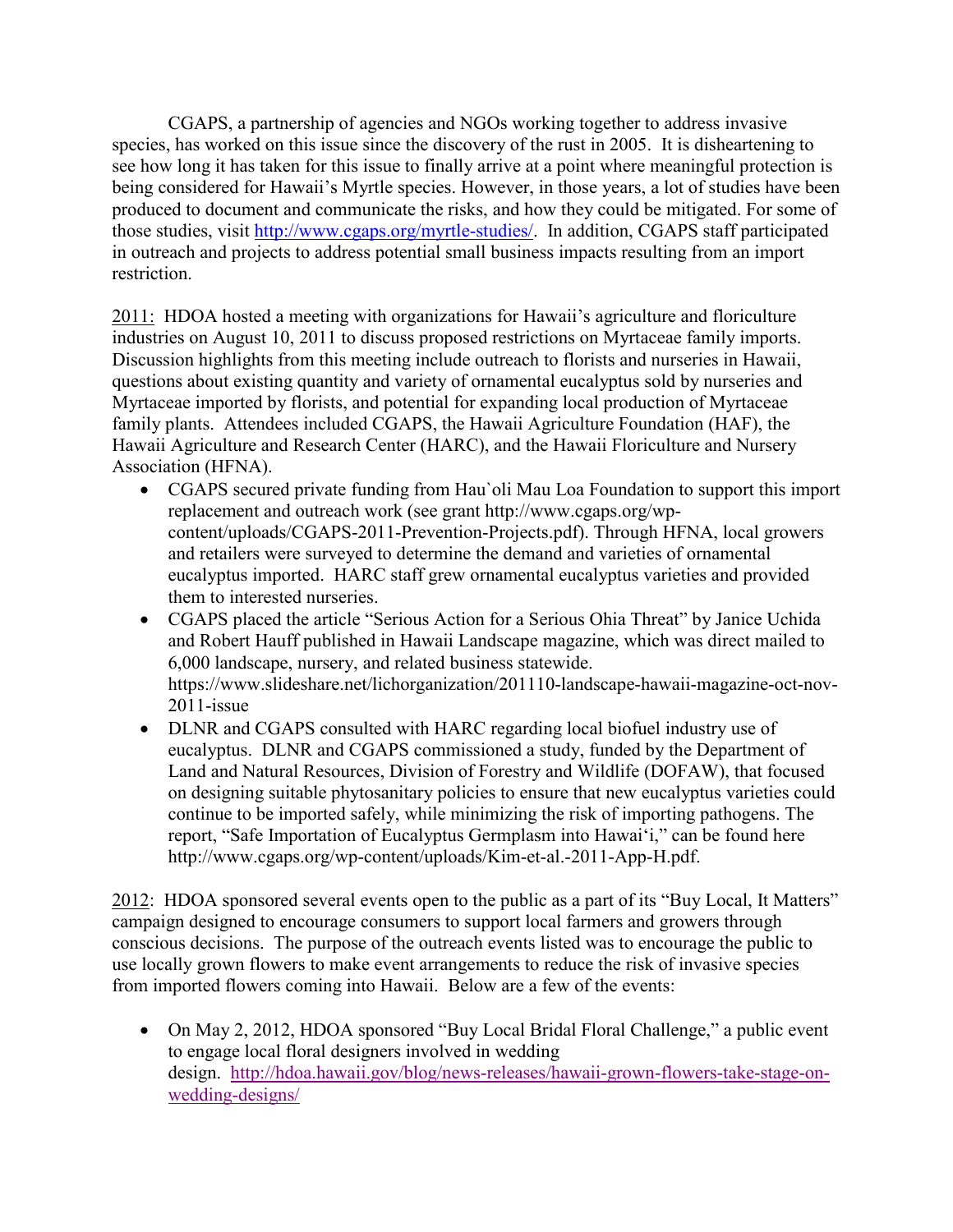CGAPS, a partnership of agencies and NGOs working together to address invasive species, has worked on this issue since the discovery of the rust in 2005. It is disheartening to see how long it has taken for this issue to finally arrive at a point where meaningful protection is being considered for Hawaii's Myrtle species. However, in those years, a lot of studies have been produced to document and communicate the risks, and how they could be mitigated. For some of those studies, visit http://www.cgaps.org/myrtle-studies/. In addition, CGAPS staff participated in outreach and projects to address potential small business impacts resulting from an import restriction.

2011: HDOA hosted a meeting with organizations for Hawaii's agriculture and floriculture industries on August 10, 2011 to discuss proposed restrictions on Myrtaceae family imports. Discussion highlights from this meeting include outreach to florists and nurseries in Hawaii, questions about existing quantity and variety of ornamental eucalyptus sold by nurseries and Myrtaceae imported by florists, and potential for expanding local production of Myrtaceae family plants. Attendees included CGAPS, the Hawaii Agriculture Foundation (HAF), the Hawaii Agriculture and Research Center (HARC), and the Hawaii Floriculture and Nursery Association (HFNA).

- CGAPS secured private funding from Hau`oli Mau Loa Foundation to support this import replacement and outreach work (see grant http://www.cgaps.org/wp-content/uploads/CGAPS-2011-Prevention-Projects.pdf). Through HFNA, local growers and retailers were surveyed to determine the demand and varieties of ornamental eucalyptus imported. HARC staff grew ornamental eucalyptus varieties and provided them to interested nurseries.
- CGAPS placed the article "Serious Action for a Serious Ohia Threat" by Janice Uchida and Robert Hauff published in Hawaii Landscape magazine, which was direct mailed to 6,000 landscape, nursery, and related business statewide. https://www.slideshare.net/lichorganization/201110-landscape-hawaii-magazine-oct-nov-2011-issue
- DLNR and CGAPS consulted with HARC regarding local biofuel industry use of eucalyptus. DLNR and CGAPS commissioned a study, funded by the Department of Land and Natural Resources, Division of Forestry and Wildlife (DOFAW), that focused on designing suitable phytosanitary policies to ensure that new eucalyptus varieties could continue to be imported safely, while minimizing the risk of importing pathogens. The report, "Safe Importation of Eucalyptus Germplasm into Hawai'i," can be found here http://www.cgaps.org/wp-content/uploads/Kim-et-al.-2011-App-H.pdf.

2012: HDOA sponsored several events open to the public as a part of its "Buy Local, It Matters" campaign designed to encourage consumers to support local farmers and growers through conscious decisions. The purpose of the outreach events listed was to encourage the public to use locally grown flowers to make event arrangements to reduce the risk of invasive species from imported flowers coming into Hawaii. Below are a few of the events:

- On May 2, 2012, HDOA sponsored "Buy Local Bridal Floral Challenge," a public event to engage local floral designers involved in wedding design. http://hdoa.hawaii.gov/blog/news-releases/hawaii-grown-flowers-take-stage-on-wedding-designs/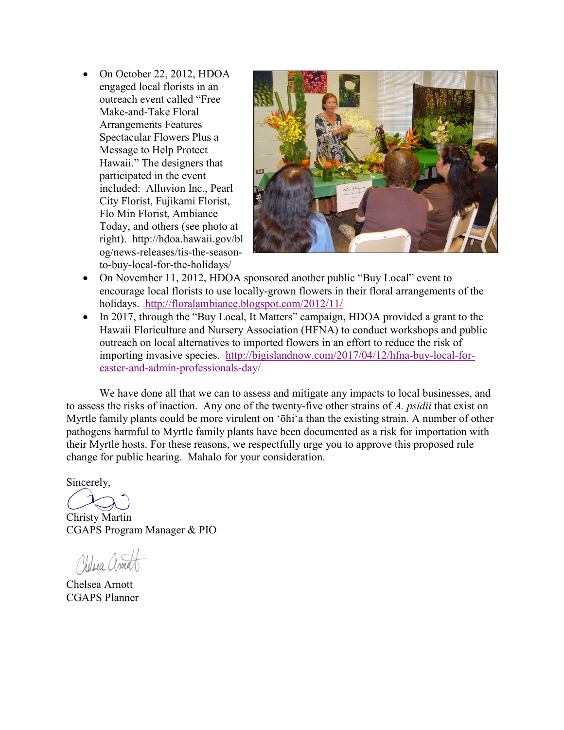- On October 22, 2012, HDOA engaged local florists in an outreach event called "Free Make-and-Take Floral Arrangements Features Spectacular Flowers Plus a Message to Help Protect Hawaii." The designers that participated in the event included: Alluvion Inc., Pearl City Florist, Fujikami Florist, Flo Min Florist, Ambiance Today, and others (see photo at right). http://hdoa.hawaii.gov/blog/news-releases/tis-the-season-to-buy-local-for-the-holidays/
- On November 11, 2012, HDOA sponsored another public "Buy Local" event to encourage local florists to use locally-grown flowers in their floral arrangements of the holidays. http://floralambiance.blogspot.com/2012/11/
- In 2017, through the "Buy Local, It Matters" campaign, HDOA provided a grant to the Hawaii Floriculture and Nursery Association (HFNA) to conduct workshops and public outreach on local alternatives to imported flowers in an effort to reduce the risk of importing invasive species. http://bigislandnow.com/2017/04/12/hfna-buy-local-for-easter-and-admin-professionals-day/

We have done all that we can to assess and mitigate any impacts to local businesses, and to assess the risks of inaction. Any one of the twenty-five other strains of *A. psidii* that exist on Myrtle family plants could be more virulent on ʻōhiʻa than the existing strain. A number of other pathogens harmful to Myrtle family plants have been documented as a risk for importation with their Myrtle hosts. For these reasons, we respectfully urge you to approve this proposed rule change for public hearing. Mahalo for your consideration.

Sincerely,

Christy Martin
CGAPS Program Manager & PIO

Chelsea Arnott
CGAPS Planner